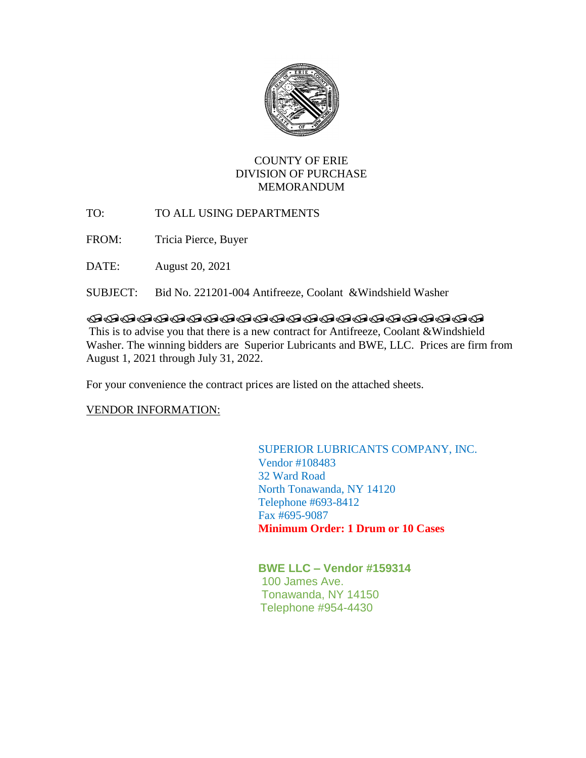# COUNTY OF ERIE
## DIVISION OF PURCHASE
## MEMORANDUM

TO: TO ALL USING DEPARTMENTS

FROM: Tricia Pierce, Buyer

DATE: August 20, 2021

SUBJECT: Bid No. 221201-004 Antifreeze, Coolant &Windshield Washer

This is to advise you that there is a new contract for Antifreeze, Coolant &Windshield Washer. The winning bidders are Superior Lubricants and BWE, LLC. Prices are firm from August 1, 2021 through July 31, 2022.

For your convenience the contract prices are listed on the attached sheets.

VENDOR INFORMATION:

SUPERIOR LUBRICANTS COMPANY, INC.
Vendor #108483
32 Ward Road
North Tonawanda, NY 14120
Telephone #693-8412
Fax #695-9087
**Minimum Order: 1 Drum or 10 Cases**

**BWE LLC – Vendor #159314**
100 James Ave.
Tonawanda, NY 14150
Telephone #954-4430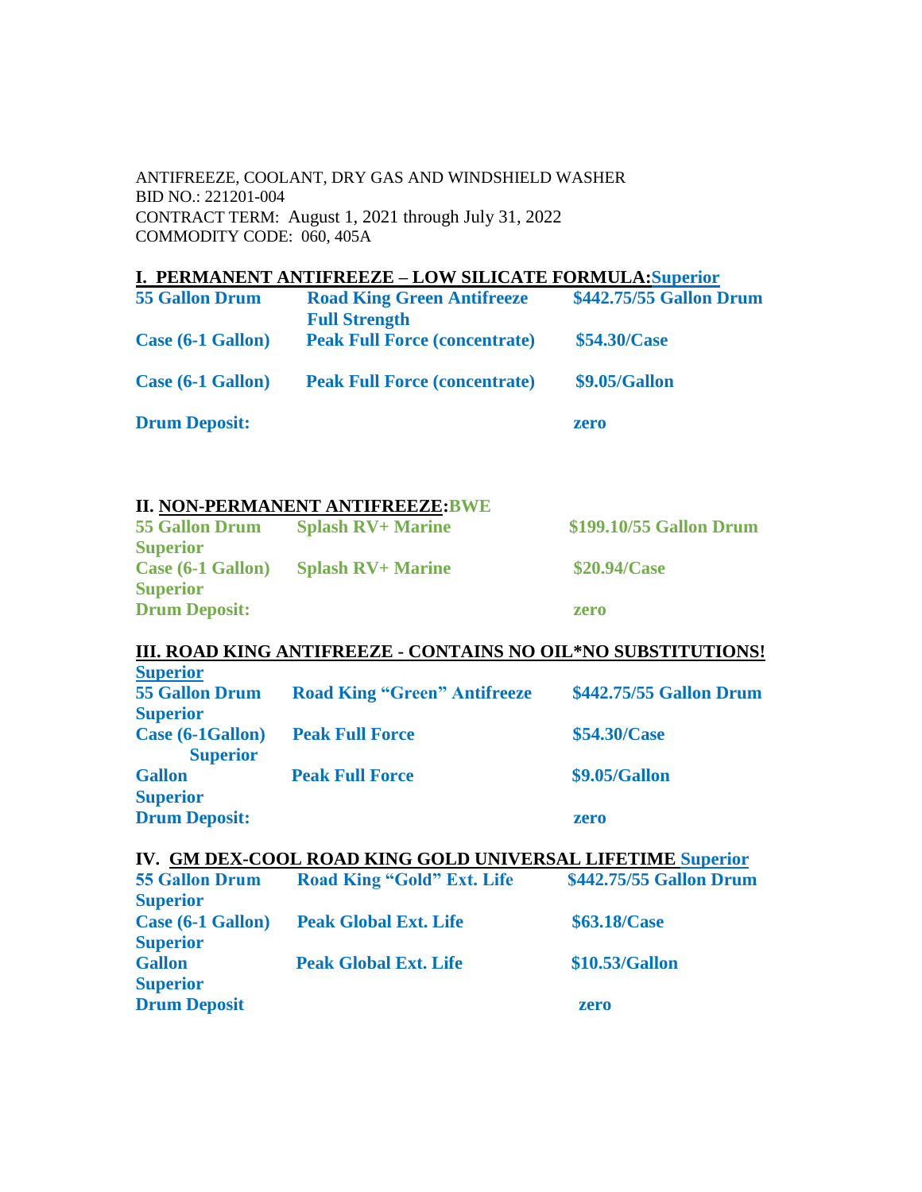ANTIFREEZE, COOLANT, DRY GAS AND WINDSHIELD WASHER
BID NO.: 221201-004
CONTRACT TERM: August 1, 2021 through July 31, 2022
COMMODITY CODE: 060, 405A

## I. PERMANENT ANTIFREEZE – LOW SILICATE FORMULA: Superior

| | | |
|---|---|---|
| **55 Gallon Drum** | **Road King Green Antifreeze Full Strength** | **$442.75/55 Gallon Drum** |
| **Case (6-1 Gallon)** | **Peak Full Force (concentrate)** | **$54.30/Case** |
| **Case (6-1 Gallon)** | **Peak Full Force (concentrate)** | **$9.05/Gallon** |
| **Drum Deposit:** | | **zero** |

## II. NON-PERMANENT ANTIFREEZE: BWE

| | | |
|---|---|---|
| **55 Gallon Drum Superior** | **Splash RV+ Marine** | **$199.10/55 Gallon Drum** |
| **Case (6-1 Gallon) Superior** | **Splash RV+ Marine** | **$20.94/Case** |
| **Drum Deposit:** | | **zero** |

## III. ROAD KING ANTIFREEZE - CONTAINS NO OIL*NO SUBSTITUTIONS! Superior

| | | |
|---|---|---|
| **55 Gallon Drum Superior** | **Road King "Green" Antifreeze** | **$442.75/55 Gallon Drum** |
| **Case (6-1Gallon) Superior** | **Peak Full Force** | **$54.30/Case** |
| **Gallon Superior** | **Peak Full Force** | **$9.05/Gallon** |
| **Drum Deposit:** | | **zero** |

## IV. GM DEX-COOL ROAD KING GOLD UNIVERSAL LIFETIME Superior

| | | |
|---|---|---|
| **55 Gallon Drum Superior** | **Road King "Gold" Ext. Life** | **$442.75/55 Gallon Drum** |
| **Case (6-1 Gallon) Superior** | **Peak Global Ext. Life** | **$63.18/Case** |
| **Gallon Superior** | **Peak Global Ext. Life** | **$10.53/Gallon** |
| **Drum Deposit** | | **zero** |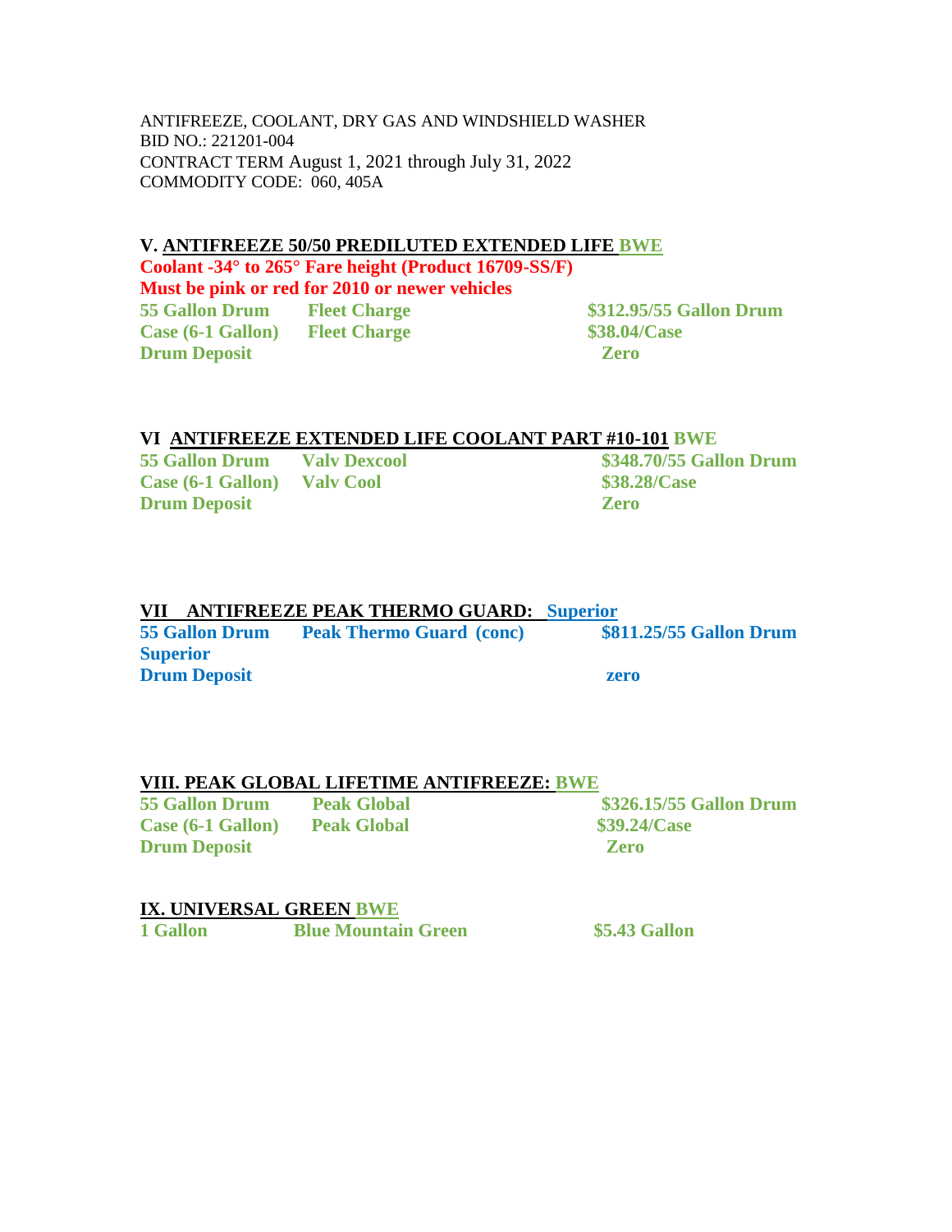ANTIFREEZE, COOLANT, DRY GAS AND WINDSHIELD WASHER
BID NO.: 221201-004
CONTRACT TERM August 1, 2021 through July 31, 2022
COMMODITY CODE: 060, 405A

**V. ANTIFREEZE 50/50 PREDILUTED EXTENDED LIFE BWE**

**Coolant -34° to 265° Fare height (Product 16709-SS/F)**

**Must be pink or red for 2010 or newer vehicles**

| | | |
|---|---|---|
| **55 Gallon Drum** | **Fleet Charge** | **$312.95/55 Gallon Drum** |
| **Case (6-1 Gallon)** | **Fleet Charge** | **$38.04/Case** |
| **Drum Deposit** | | **Zero** |

**VI ANTIFREEZE EXTENDED LIFE COOLANT PART #10-101 BWE**

| | | |
|---|---|---|
| **55 Gallon Drum** | **Valv Dexcool** | **$348.70/55 Gallon Drum** |
| **Case (6-1 Gallon)** | **Valv Cool** | **$38.28/Case** |
| **Drum Deposit** | | **Zero** |

**VII ANTIFREEZE PEAK THERMO GUARD: Superior**

| | | |
|---|---|---|
| **55 Gallon Drum Superior** | **Peak Thermo Guard (conc)** | **$811.25/55 Gallon Drum** |
| **Drum Deposit** | | **zero** |

**VIII. PEAK GLOBAL LIFETIME ANTIFREEZE: BWE**

| | | |
|---|---|---|
| **55 Gallon Drum** | **Peak Global** | **$326.15/55 Gallon Drum** |
| **Case (6-1 Gallon)** | **Peak Global** | **$39.24/Case** |
| **Drum Deposit** | | **Zero** |

**IX. UNIVERSAL GREEN BWE**

| | | |
|---|---|---|
| **1 Gallon** | **Blue Mountain Green** | **$5.43 Gallon** |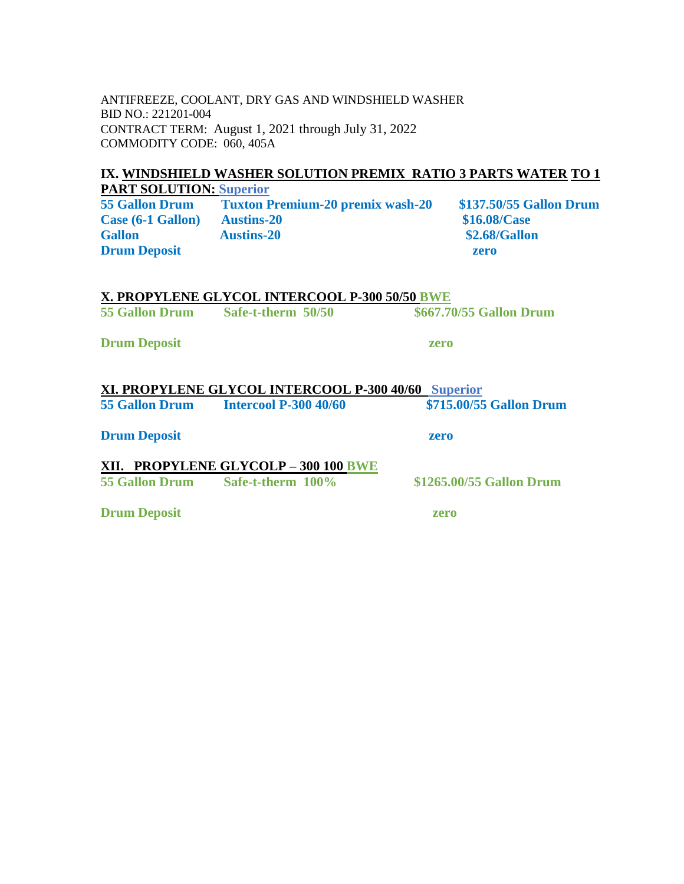ANTIFREEZE, COOLANT, DRY GAS AND WINDSHIELD WASHER
BID NO.: 221201-004
CONTRACT TERM: August 1, 2021 through July 31, 2022
COMMODITY CODE: 060, 405A

## IX. WINDSHIELD WASHER SOLUTION PREMIX RATIO 3 PARTS WATER TO 1 PART SOLUTION: Superior

| | | |
|---|---|---|
| **55 Gallon Drum** | **Tuxton Premium-20 premix wash-20** | **$137.50/55 Gallon Drum** |
| **Case (6-1 Gallon)** | **Austins-20** | **$16.08/Case** |
| **Gallon** | **Austins-20** | **$2.68/Gallon** |
| **Drum Deposit** | | **zero** |

## X. PROPYLENE GLYCOL INTERCOOL P-300 50/50 BWE

| | | |
|---|---|---|
| **55 Gallon Drum** | **Safe-t-therm 50/50** | **$667.70/55 Gallon Drum** |
| **Drum Deposit** | | **zero** |

## XI. PROPYLENE GLYCOL INTERCOOL P-300 40/60 Superior

| | | |
|---|---|---|
| **55 Gallon Drum** | **Intercool P-300 40/60** | **$715.00/55 Gallon Drum** |
| **Drum Deposit** | | **zero** |

## XII. PROPYLENE GLYCOLP – 300 100 BWE

| | | |
|---|---|---|
| **55 Gallon Drum** | **Safe-t-therm 100%** | **$1265.00/55 Gallon Drum** |
| **Drum Deposit** | | **zero** |